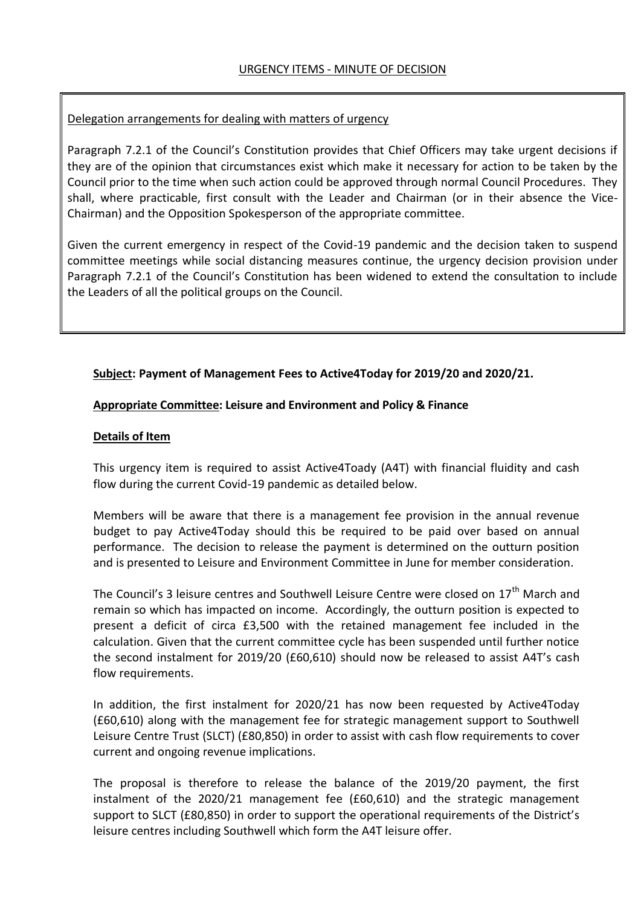## URGENCY ITEMS - MINUTE OF DECISION

Delegation arrangements for dealing with matters of urgency

Paragraph 7.2.1 of the Council's Constitution provides that Chief Officers may take urgent decisions if they are of the opinion that circumstances exist which make it necessary for action to be taken by the Council prior to the time when such action could be approved through normal Council Procedures. They shall, where practicable, first consult with the Leader and Chairman (or in their absence the Vice-Chairman) and the Opposition Spokesperson of the appropriate committee.

Given the current emergency in respect of the Covid-19 pandemic and the decision taken to suspend committee meetings while social distancing measures continue, the urgency decision provision under Paragraph 7.2.1 of the Council's Constitution has been widened to extend the consultation to include the Leaders of all the political groups on the Council.

**Subject: Payment of Management Fees to Active4Today for 2019/20 and 2020/21.**

**Appropriate Committee: Leisure and Environment and Policy & Finance**

**Details of Item**

This urgency item is required to assist Active4Toady (A4T) with financial fluidity and cash flow during the current Covid-19 pandemic as detailed below.

Members will be aware that there is a management fee provision in the annual revenue budget to pay Active4Today should this be required to be paid over based on annual performance. The decision to release the payment is determined on the outturn position and is presented to Leisure and Environment Committee in June for member consideration.

The Council's 3 leisure centres and Southwell Leisure Centre were closed on 17th March and remain so which has impacted on income. Accordingly, the outturn position is expected to present a deficit of circa £3,500 with the retained management fee included in the calculation. Given that the current committee cycle has been suspended until further notice the second instalment for 2019/20 (£60,610) should now be released to assist A4T's cash flow requirements.

In addition, the first instalment for 2020/21 has now been requested by Active4Today (£60,610) along with the management fee for strategic management support to Southwell Leisure Centre Trust (SLCT) (£80,850) in order to assist with cash flow requirements to cover current and ongoing revenue implications.

The proposal is therefore to release the balance of the 2019/20 payment, the first instalment of the 2020/21 management fee (£60,610) and the strategic management support to SLCT (£80,850) in order to support the operational requirements of the District's leisure centres including Southwell which form the A4T leisure offer.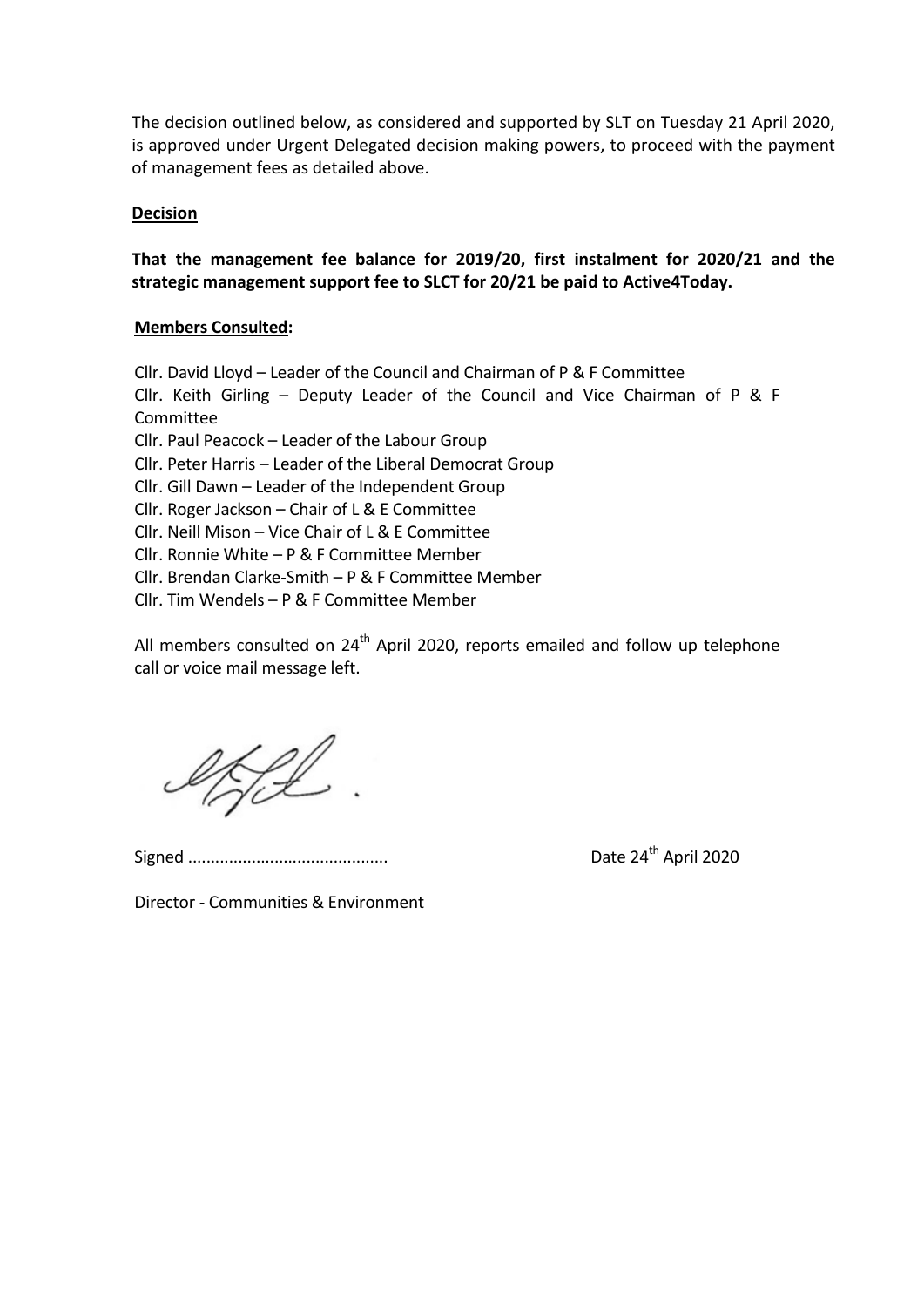The decision outlined below, as considered and supported by SLT on Tuesday 21 April 2020, is approved under Urgent Delegated decision making powers, to proceed with the payment of management fees as detailed above.

**Decision**

**That the management fee balance for 2019/20, first instalment for 2020/21 and the strategic management support fee to SLCT for 20/21 be paid to Active4Today.**

**Members Consulted:**

Cllr. David Lloyd – Leader of the Council and Chairman of P & F Committee
Cllr. Keith Girling – Deputy Leader of the Council and Vice Chairman of P & F Committee
Cllr. Paul Peacock – Leader of the Labour Group
Cllr. Peter Harris – Leader of the Liberal Democrat Group
Cllr. Gill Dawn – Leader of the Independent Group
Cllr. Roger Jackson – Chair of L & E Committee
Cllr. Neill Mison – Vice Chair of L & E Committee
Cllr. Ronnie White – P & F Committee Member
Cllr. Brendan Clarke-Smith – P & F Committee Member
Cllr. Tim Wendels – P & F Committee Member

All members consulted on 24th April 2020, reports emailed and follow up telephone call or voice mail message left.

Signed ........................................... Date 24th April 2020

Director - Communities & Environment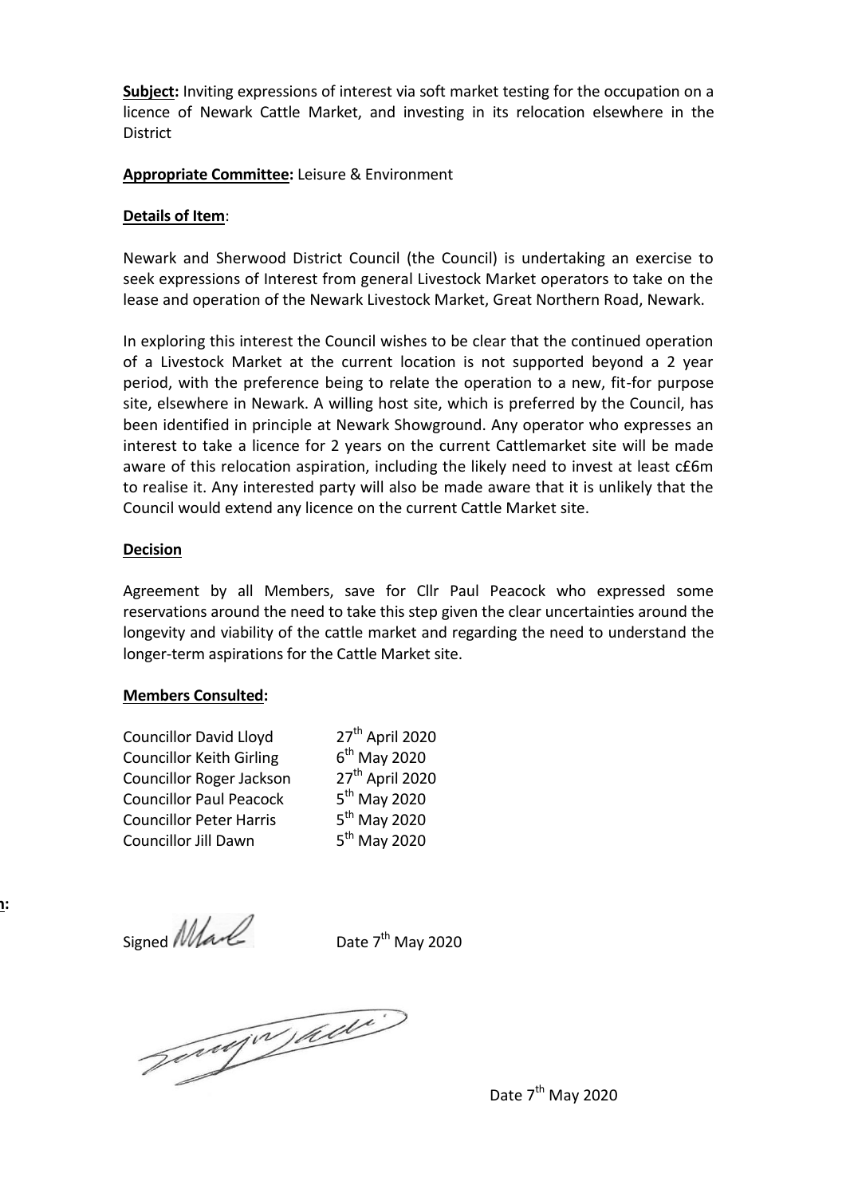**Subject:** Inviting expressions of interest via soft market testing for the occupation on a licence of Newark Cattle Market, and investing in its relocation elsewhere in the District

**Appropriate Committee:** Leisure & Environment

**Details of Item**:

Newark and Sherwood District Council (the Council) is undertaking an exercise to seek expressions of Interest from general Livestock Market operators to take on the lease and operation of the Newark Livestock Market, Great Northern Road, Newark.

In exploring this interest the Council wishes to be clear that the continued operation of a Livestock Market at the current location is not supported beyond a 2 year period, with the preference being to relate the operation to a new, fit-for purpose site, elsewhere in Newark. A willing host site, which is preferred by the Council, has been identified in principle at Newark Showground. Any operator who expresses an interest to take a licence for 2 years on the current Cattlemarket site will be made aware of this relocation aspiration, including the likely need to invest at least c£6m to realise it. Any interested party will also be made aware that it is unlikely that the Council would extend any licence on the current Cattle Market site.

**Decision**

Agreement by all Members, save for Cllr Paul Peacock who expressed some reservations around the need to take this step given the clear uncertainties around the longevity and viability of the cattle market and regarding the need to understand the longer-term aspirations for the Cattle Market site.

**Members Consulted:**

| | |
|---|---|
| Councillor David Lloyd | 27th April 2020 |
| Councillor Keith Girling | 6th May 2020 |
| Councillor Roger Jackson | 27th April 2020 |
| Councillor Paul Peacock | 5th May 2020 |
| Councillor Peter Harris | 5th May 2020 |
| Councillor Jill Dawn | 5th May 2020 |

Signed [signature] Date 7th May 2020

[signature]

Date 7th May 2020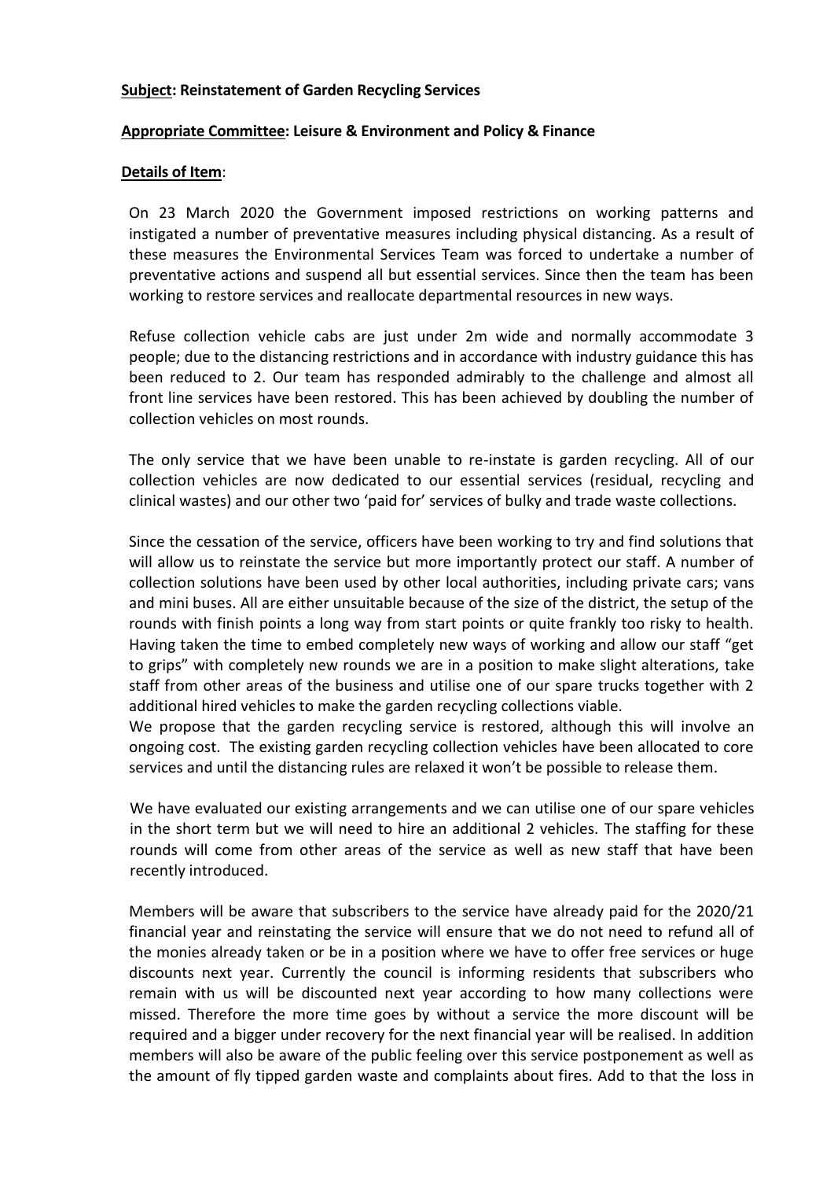**Subject: Reinstatement of Garden Recycling Services**

**Appropriate Committee: Leisure & Environment and Policy & Finance**

**Details of Item**:

On 23 March 2020 the Government imposed restrictions on working patterns and instigated a number of preventative measures including physical distancing. As a result of these measures the Environmental Services Team was forced to undertake a number of preventative actions and suspend all but essential services. Since then the team has been working to restore services and reallocate departmental resources in new ways.

Refuse collection vehicle cabs are just under 2m wide and normally accommodate 3 people; due to the distancing restrictions and in accordance with industry guidance this has been reduced to 2. Our team has responded admirably to the challenge and almost all front line services have been restored. This has been achieved by doubling the number of collection vehicles on most rounds.

The only service that we have been unable to re-instate is garden recycling. All of our collection vehicles are now dedicated to our essential services (residual, recycling and clinical wastes) and our other two 'paid for' services of bulky and trade waste collections.

Since the cessation of the service, officers have been working to try and find solutions that will allow us to reinstate the service but more importantly protect our staff. A number of collection solutions have been used by other local authorities, including private cars; vans and mini buses. All are either unsuitable because of the size of the district, the setup of the rounds with finish points a long way from start points or quite frankly too risky to health. Having taken the time to embed completely new ways of working and allow our staff "get to grips" with completely new rounds we are in a position to make slight alterations, take staff from other areas of the business and utilise one of our spare trucks together with 2 additional hired vehicles to make the garden recycling collections viable.

We propose that the garden recycling service is restored, although this will involve an ongoing cost. The existing garden recycling collection vehicles have been allocated to core services and until the distancing rules are relaxed it won't be possible to release them.

We have evaluated our existing arrangements and we can utilise one of our spare vehicles in the short term but we will need to hire an additional 2 vehicles. The staffing for these rounds will come from other areas of the service as well as new staff that have been recently introduced.

Members will be aware that subscribers to the service have already paid for the 2020/21 financial year and reinstating the service will ensure that we do not need to refund all of the monies already taken or be in a position where we have to offer free services or huge discounts next year. Currently the council is informing residents that subscribers who remain with us will be discounted next year according to how many collections were missed. Therefore the more time goes by without a service the more discount will be required and a bigger under recovery for the next financial year will be realised. In addition members will also be aware of the public feeling over this service postponement as well as the amount of fly tipped garden waste and complaints about fires. Add to that the loss in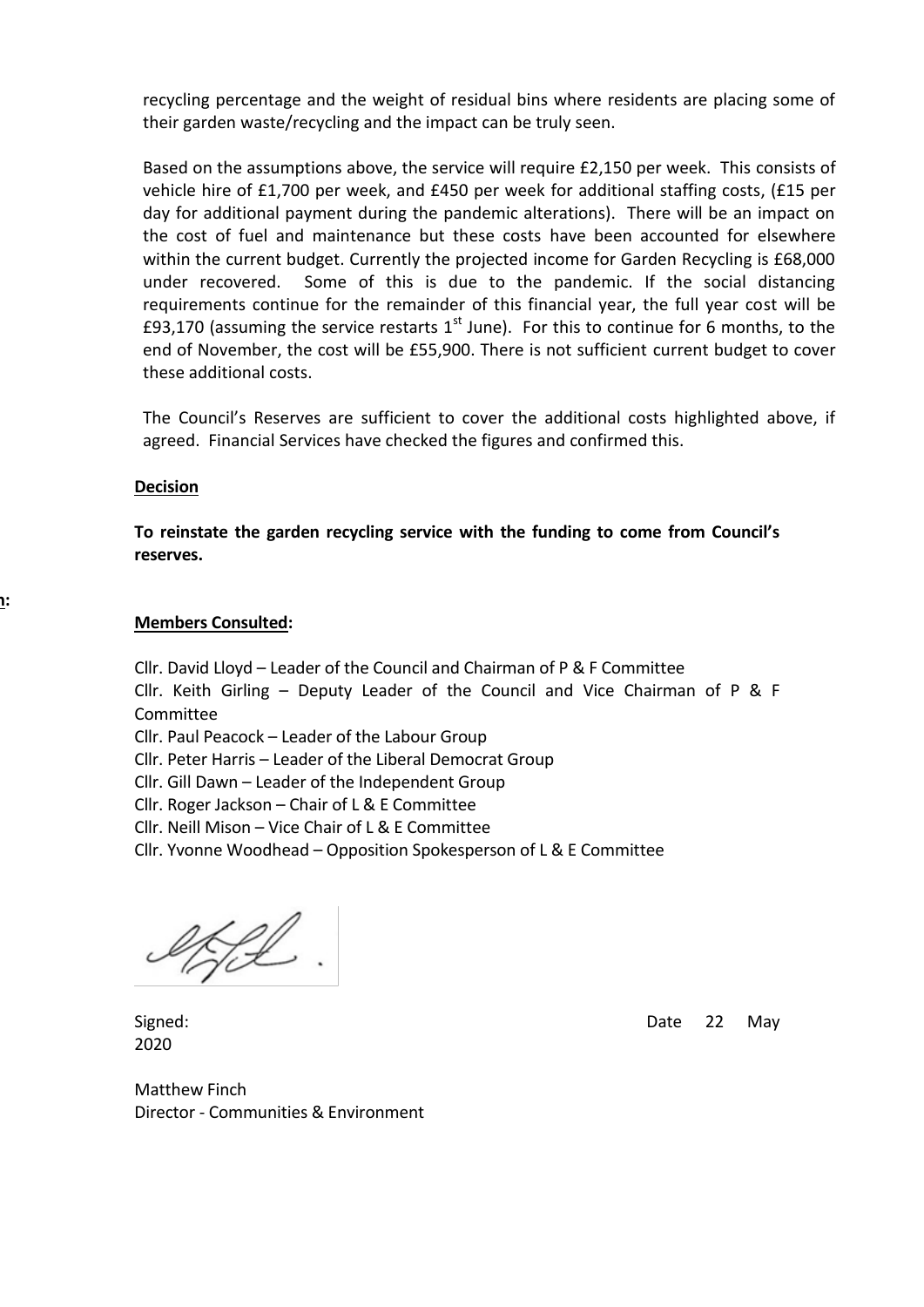recycling percentage and the weight of residual bins where residents are placing some of their garden waste/recycling and the impact can be truly seen.

Based on the assumptions above, the service will require £2,150 per week. This consists of vehicle hire of £1,700 per week, and £450 per week for additional staffing costs, (£15 per day for additional payment during the pandemic alterations). There will be an impact on the cost of fuel and maintenance but these costs have been accounted for elsewhere within the current budget. Currently the projected income for Garden Recycling is £68,000 under recovered. Some of this is due to the pandemic. If the social distancing requirements continue for the remainder of this financial year, the full year cost will be £93,170 (assuming the service restarts 1st June). For this to continue for 6 months, to the end of November, the cost will be £55,900. There is not sufficient current budget to cover these additional costs.

The Council's Reserves are sufficient to cover the additional costs highlighted above, if agreed. Financial Services have checked the figures and confirmed this.

**Decision**

**To reinstate the garden recycling service with the funding to come from Council's reserves.**

**Members Consulted:**

Cllr. David Lloyd – Leader of the Council and Chairman of P & F Committee
Cllr. Keith Girling – Deputy Leader of the Council and Vice Chairman of P & F Committee
Cllr. Paul Peacock – Leader of the Labour Group
Cllr. Peter Harris – Leader of the Liberal Democrat Group
Cllr. Gill Dawn – Leader of the Independent Group
Cllr. Roger Jackson – Chair of L & E Committee
Cllr. Neill Mison – Vice Chair of L & E Committee
Cllr. Yvonne Woodhead – Opposition Spokesperson of L & E Committee

Signed: Date 22 May 2020

Matthew Finch
Director - Communities & Environment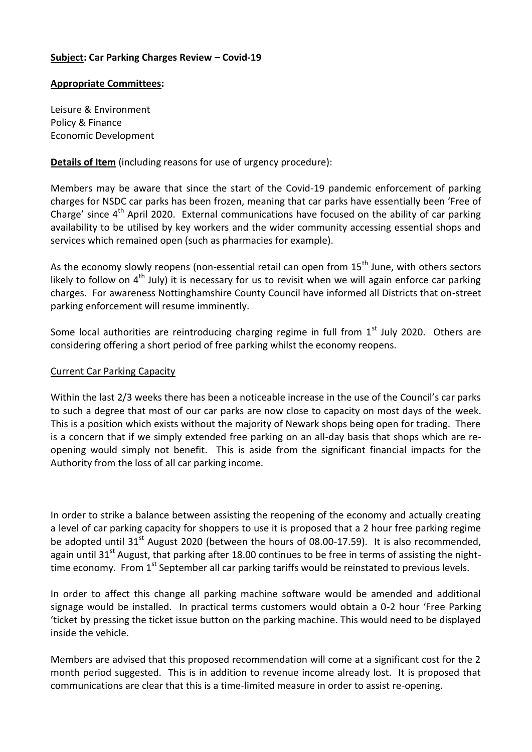**<u>Subject</u>: Car Parking Charges Review – Covid-19**

**<u>Appropriate Committees</u>:**

Leisure & Environment
Policy & Finance
Economic Development

**<u>Details of Item</u>** (including reasons for use of urgency procedure):

Members may be aware that since the start of the Covid-19 pandemic enforcement of parking charges for NSDC car parks has been frozen, meaning that car parks have essentially been 'Free of Charge' since 4th April 2020. External communications have focused on the ability of car parking availability to be utilised by key workers and the wider community accessing essential shops and services which remained open (such as pharmacies for example).

As the economy slowly reopens (non-essential retail can open from 15th June, with others sectors likely to follow on 4th July) it is necessary for us to revisit when we will again enforce car parking charges. For awareness Nottinghamshire County Council have informed all Districts that on-street parking enforcement will resume imminently.

Some local authorities are reintroducing charging regime in full from 1st July 2020. Others are considering offering a short period of free parking whilst the economy reopens.

<u>Current Car Parking Capacity</u>

Within the last 2/3 weeks there has been a noticeable increase in the use of the Council's car parks to such a degree that most of our car parks are now close to capacity on most days of the week. This is a position which exists without the majority of Newark shops being open for trading. There is a concern that if we simply extended free parking on an all-day basis that shops which are re-opening would simply not benefit. This is aside from the significant financial impacts for the Authority from the loss of all car parking income.

In order to strike a balance between assisting the reopening of the economy and actually creating a level of car parking capacity for shoppers to use it is proposed that a 2 hour free parking regime be adopted until 31st August 2020 (between the hours of 08.00-17.59). It is also recommended, again until 31st August, that parking after 18.00 continues to be free in terms of assisting the night-time economy. From 1st September all car parking tariffs would be reinstated to previous levels.

In order to affect this change all parking machine software would be amended and additional signage would be installed. In practical terms customers would obtain a 0-2 hour 'Free Parking 'ticket by pressing the ticket issue button on the parking machine. This would need to be displayed inside the vehicle.

Members are advised that this proposed recommendation will come at a significant cost for the 2 month period suggested. This is in addition to revenue income already lost. It is proposed that communications are clear that this is a time-limited measure in order to assist re-opening.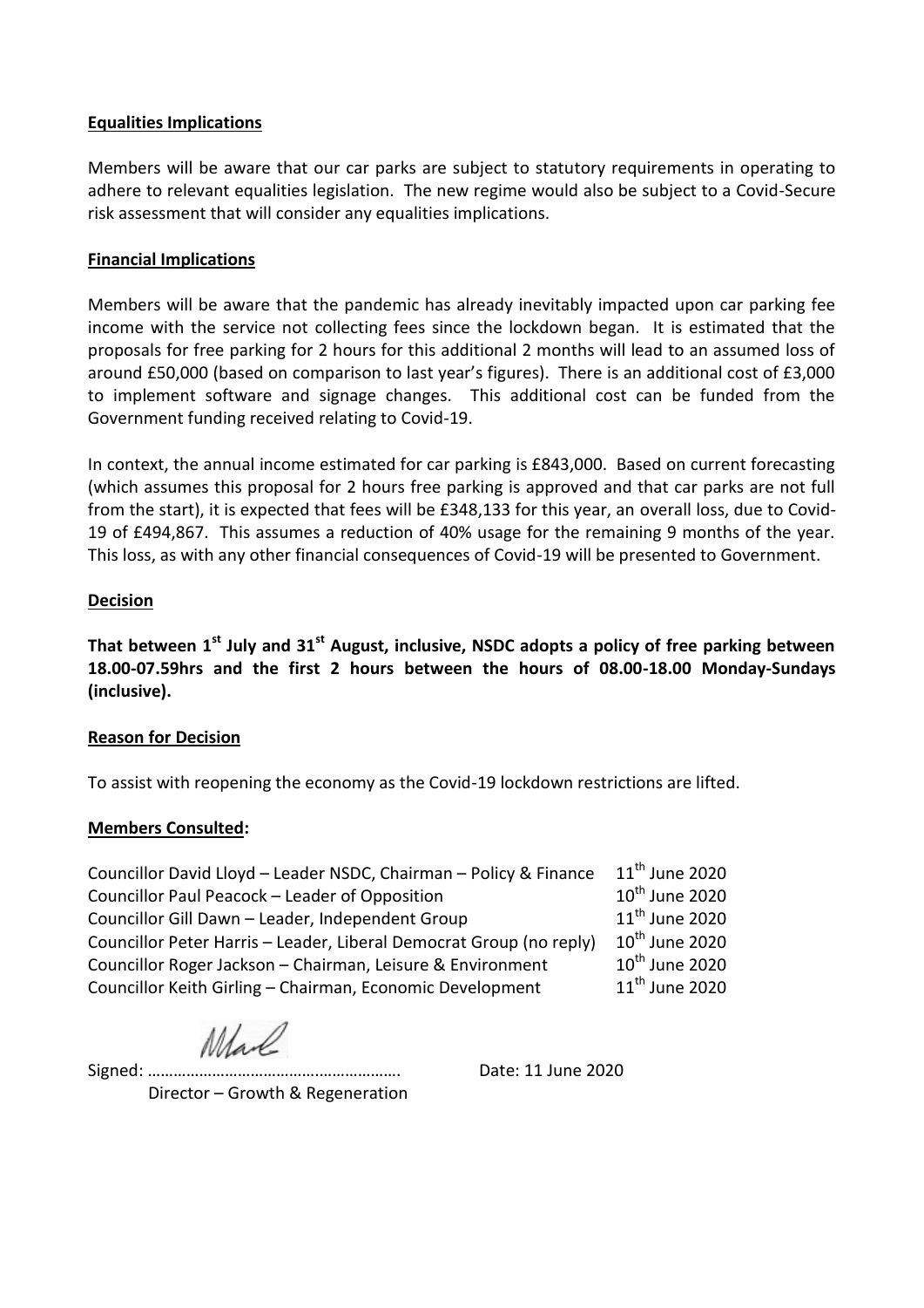**Equalities Implications**

Members will be aware that our car parks are subject to statutory requirements in operating to adhere to relevant equalities legislation. The new regime would also be subject to a Covid-Secure risk assessment that will consider any equalities implications.

**Financial Implications**

Members will be aware that the pandemic has already inevitably impacted upon car parking fee income with the service not collecting fees since the lockdown began. It is estimated that the proposals for free parking for 2 hours for this additional 2 months will lead to an assumed loss of around £50,000 (based on comparison to last year's figures). There is an additional cost of £3,000 to implement software and signage changes. This additional cost can be funded from the Government funding received relating to Covid-19.

In context, the annual income estimated for car parking is £843,000. Based on current forecasting (which assumes this proposal for 2 hours free parking is approved and that car parks are not full from the start), it is expected that fees will be £348,133 for this year, an overall loss, due to Covid-19 of £494,867. This assumes a reduction of 40% usage for the remaining 9 months of the year. This loss, as with any other financial consequences of Covid-19 will be presented to Government.

**Decision**

**That between 1st July and 31st August, inclusive, NSDC adopts a policy of free parking between 18.00-07.59hrs and the first 2 hours between the hours of 08.00-18.00 Monday-Sundays (inclusive).**

**Reason for Decision**

To assist with reopening the economy as the Covid-19 lockdown restrictions are lifted.

**Members Consulted:**

| | |
|---|---|
| Councillor David Lloyd – Leader NSDC, Chairman – Policy & Finance | 11th June 2020 |
| Councillor Paul Peacock – Leader of Opposition | 10th June 2020 |
| Councillor Gill Dawn – Leader, Independent Group | 11th June 2020 |
| Councillor Peter Harris – Leader, Liberal Democrat Group (no reply) | 10th June 2020 |
| Councillor Roger Jackson – Chairman, Leisure & Environment | 10th June 2020 |
| Councillor Keith Girling – Chairman, Economic Development | 11th June 2020 |

Signed: …………………………………………………. Date: 11 June 2020

Director – Growth & Regeneration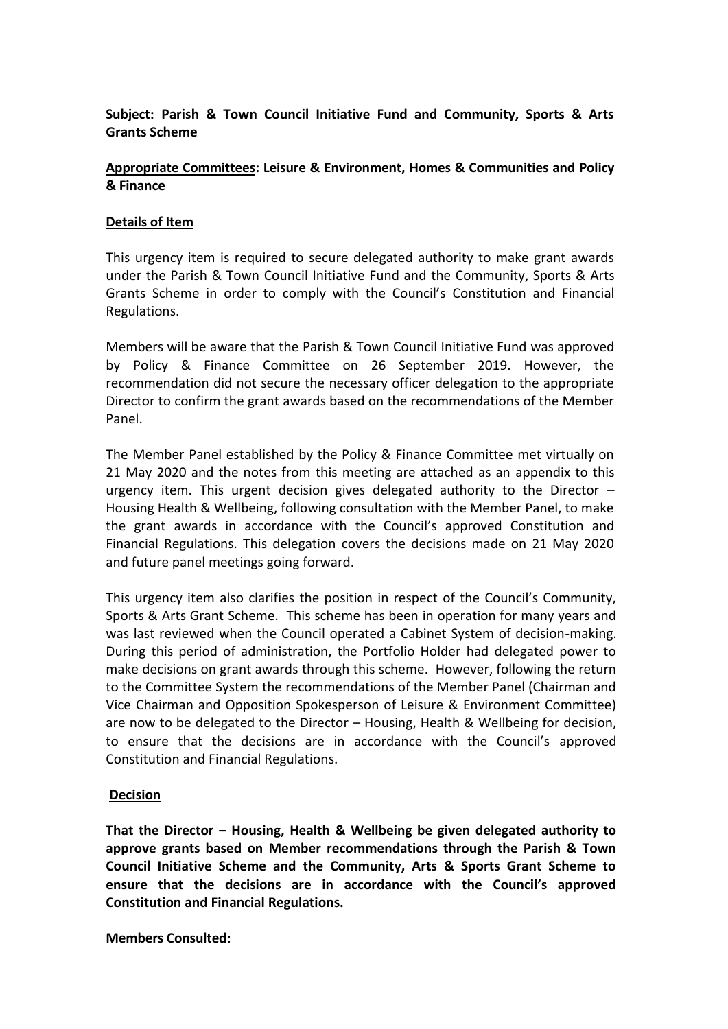**<u>Subject</u>: Parish & Town Council Initiative Fund and Community, Sports & Arts Grants Scheme**

**<u>Appropriate Committees</u>: Leisure & Environment, Homes & Communities and Policy & Finance**

**<u>Details of Item</u>**

This urgency item is required to secure delegated authority to make grant awards under the Parish & Town Council Initiative Fund and the Community, Sports & Arts Grants Scheme in order to comply with the Council's Constitution and Financial Regulations.

Members will be aware that the Parish & Town Council Initiative Fund was approved by Policy & Finance Committee on 26 September 2019. However, the recommendation did not secure the necessary officer delegation to the appropriate Director to confirm the grant awards based on the recommendations of the Member Panel.

The Member Panel established by the Policy & Finance Committee met virtually on 21 May 2020 and the notes from this meeting are attached as an appendix to this urgency item. This urgent decision gives delegated authority to the Director – Housing Health & Wellbeing, following consultation with the Member Panel, to make the grant awards in accordance with the Council's approved Constitution and Financial Regulations. This delegation covers the decisions made on 21 May 2020 and future panel meetings going forward.

This urgency item also clarifies the position in respect of the Council's Community, Sports & Arts Grant Scheme. This scheme has been in operation for many years and was last reviewed when the Council operated a Cabinet System of decision-making. During this period of administration, the Portfolio Holder had delegated power to make decisions on grant awards through this scheme. However, following the return to the Committee System the recommendations of the Member Panel (Chairman and Vice Chairman and Opposition Spokesperson of Leisure & Environment Committee) are now to be delegated to the Director – Housing, Health & Wellbeing for decision, to ensure that the decisions are in accordance with the Council's approved Constitution and Financial Regulations.

**<u>Decision</u>**

**That the Director – Housing, Health & Wellbeing be given delegated authority to approve grants based on Member recommendations through the Parish & Town Council Initiative Scheme and the Community, Arts & Sports Grant Scheme to ensure that the decisions are in accordance with the Council's approved Constitution and Financial Regulations.**

**<u>Members Consulted</u>:**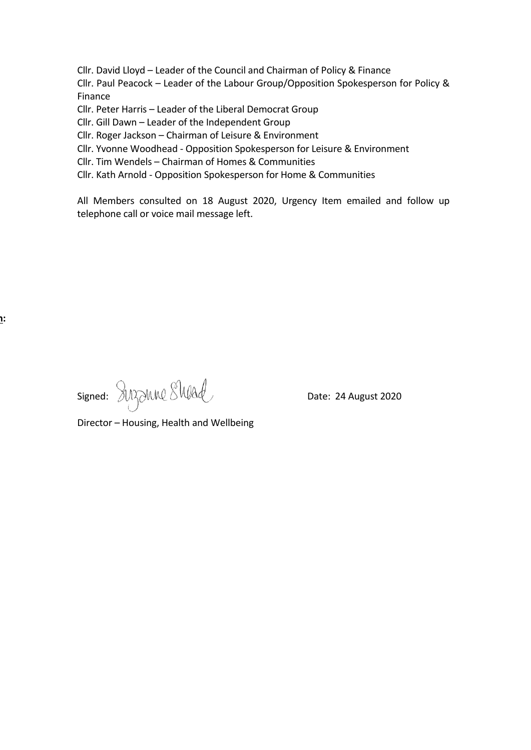Cllr. David Lloyd – Leader of the Council and Chairman of Policy & Finance
Cllr. Paul Peacock – Leader of the Labour Group/Opposition Spokesperson for Policy & Finance
Cllr. Peter Harris – Leader of the Liberal Democrat Group
Cllr. Gill Dawn – Leader of the Independent Group
Cllr. Roger Jackson – Chairman of Leisure & Environment
Cllr. Yvonne Woodhead - Opposition Spokesperson for Leisure & Environment
Cllr. Tim Wendels – Chairman of Homes & Communities
Cllr. Kath Arnold - Opposition Spokesperson for Home & Communities

All Members consulted on 18 August 2020, Urgency Item emailed and follow up telephone call or voice mail message left.

**n:**

Signed: Suzanne Shead Date: 24 August 2020

Director – Housing, Health and Wellbeing